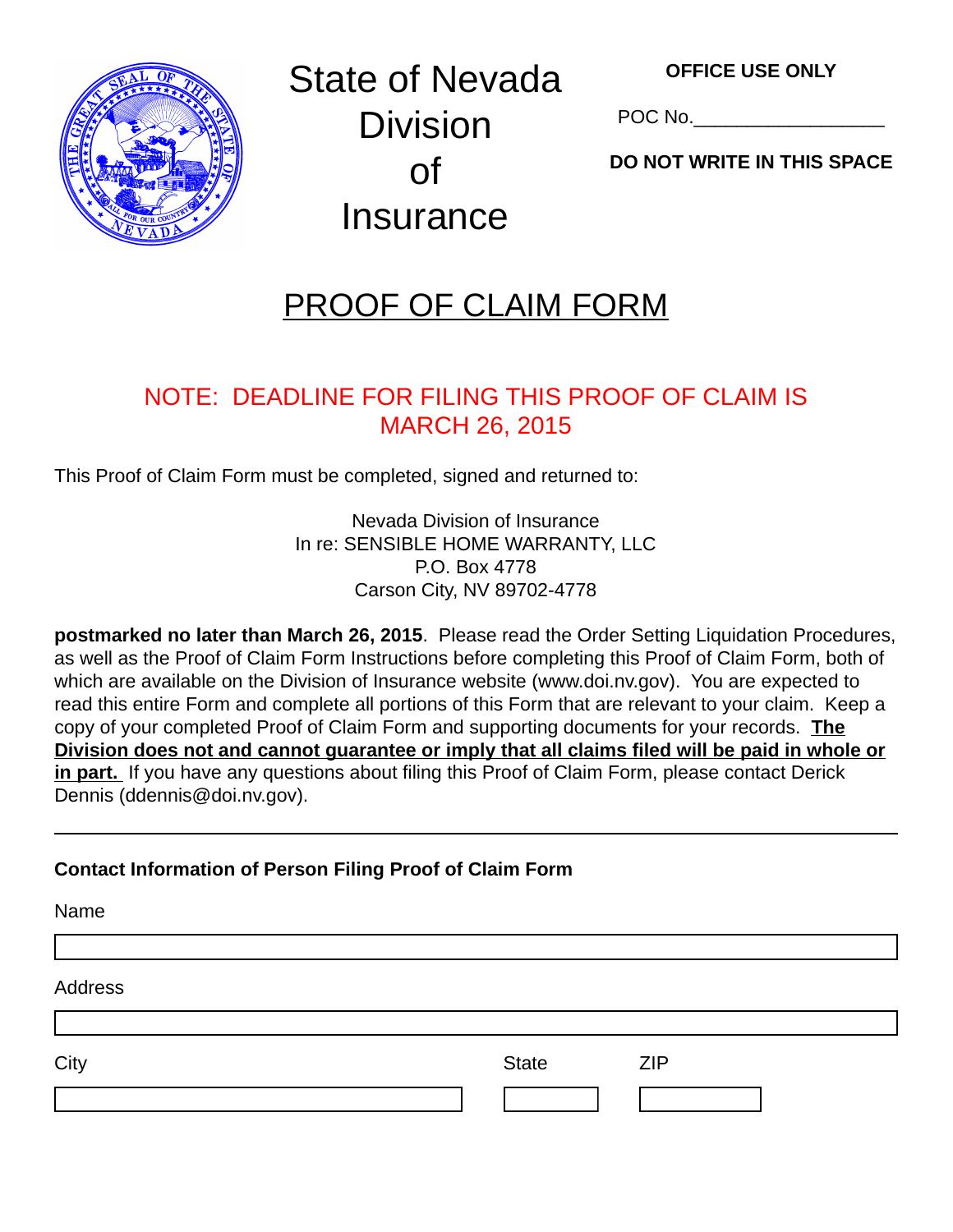# State of Nevada Division of Insurance

**OFFICE USE ONLY**

POC No.__________________

**DO NOT WRITE IN THIS SPACE**

## PROOF OF CLAIM FORM

NOTE: DEADLINE FOR FILING THIS PROOF OF CLAIM IS MARCH 26, 2015

This Proof of Claim Form must be completed, signed and returned to:

Nevada Division of Insurance
In re: SENSIBLE HOME WARRANTY, LLC
P.O. Box 4778
Carson City, NV 89702-4778

**postmarked no later than March 26, 2015**. Please read the Order Setting Liquidation Procedures, as well as the Proof of Claim Form Instructions before completing this Proof of Claim Form, both of which are available on the Division of Insurance website (www.doi.nv.gov). You are expected to read this entire Form and complete all portions of this Form that are relevant to your claim. Keep a copy of your completed Proof of Claim Form and supporting documents for your records. **The Division does not and cannot guarantee or imply that all claims filed will be paid in whole or in part.** If you have any questions about filing this Proof of Claim Form, please contact Derick Dennis (ddennis@doi.nv.gov).

---

**Contact Information of Person Filing Proof of Claim Form**

Name

Address

City | State | ZIP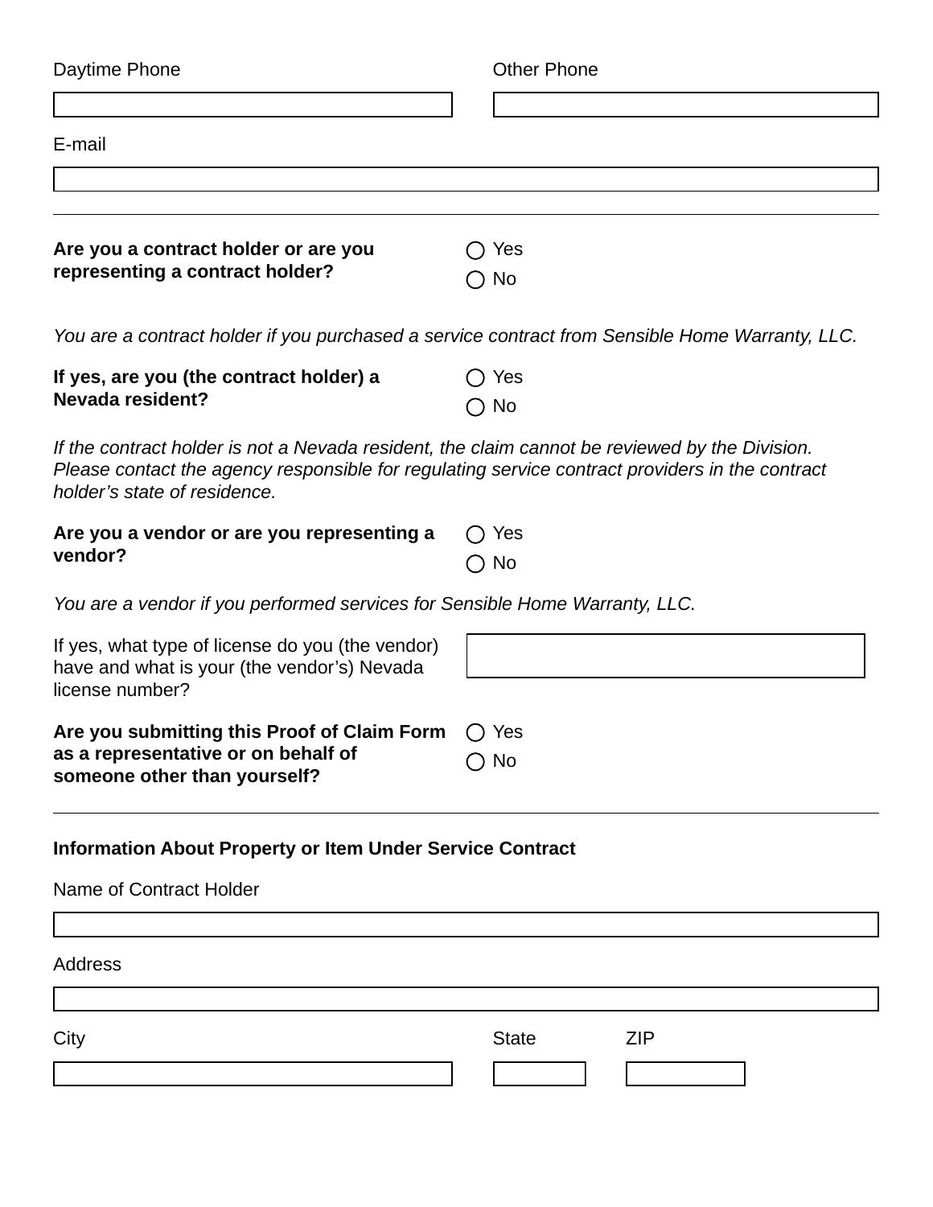Daytime Phone

Other Phone

E-mail

---

**Are you a contract holder or are you representing a contract holder?**

◯ Yes
◯ No

*You are a contract holder if you purchased a service contract from Sensible Home Warranty, LLC.*

**If yes, are you (the contract holder) a Nevada resident?**

◯ Yes
◯ No

*If the contract holder is not a Nevada resident, the claim cannot be reviewed by the Division. Please contact the agency responsible for regulating service contract providers in the contract holder's state of residence.*

**Are you a vendor or are you representing a vendor?**

◯ Yes
◯ No

*You are a vendor if you performed services for Sensible Home Warranty, LLC.*

If yes, what type of license do you (the vendor) have and what is your (the vendor's) Nevada license number?

**Are you submitting this Proof of Claim Form as a representative or on behalf of someone other than yourself?**

◯ Yes
◯ No

---

**Information About Property or Item Under Service Contract**

Name of Contract Holder

Address

City

State

ZIP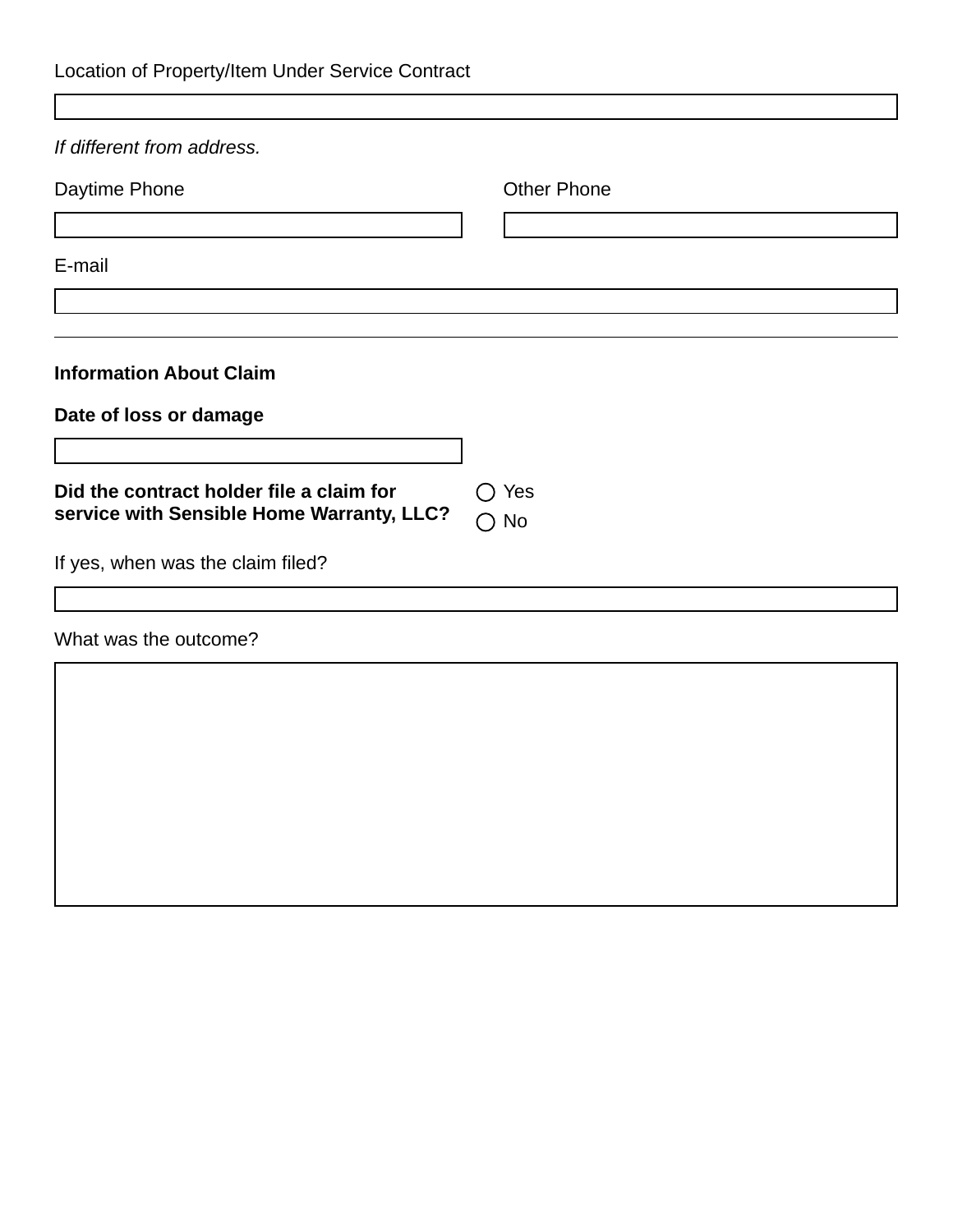Location of Property/Item Under Service Contract

*If different from address.*

Daytime Phone

Other Phone

E-mail

---

**Information About Claim**

**Date of loss or damage**

**Did the contract holder file a claim for service with Sensible Home Warranty, LLC?**

- ◯ Yes
- ◯ No

If yes, when was the claim filed?

What was the outcome?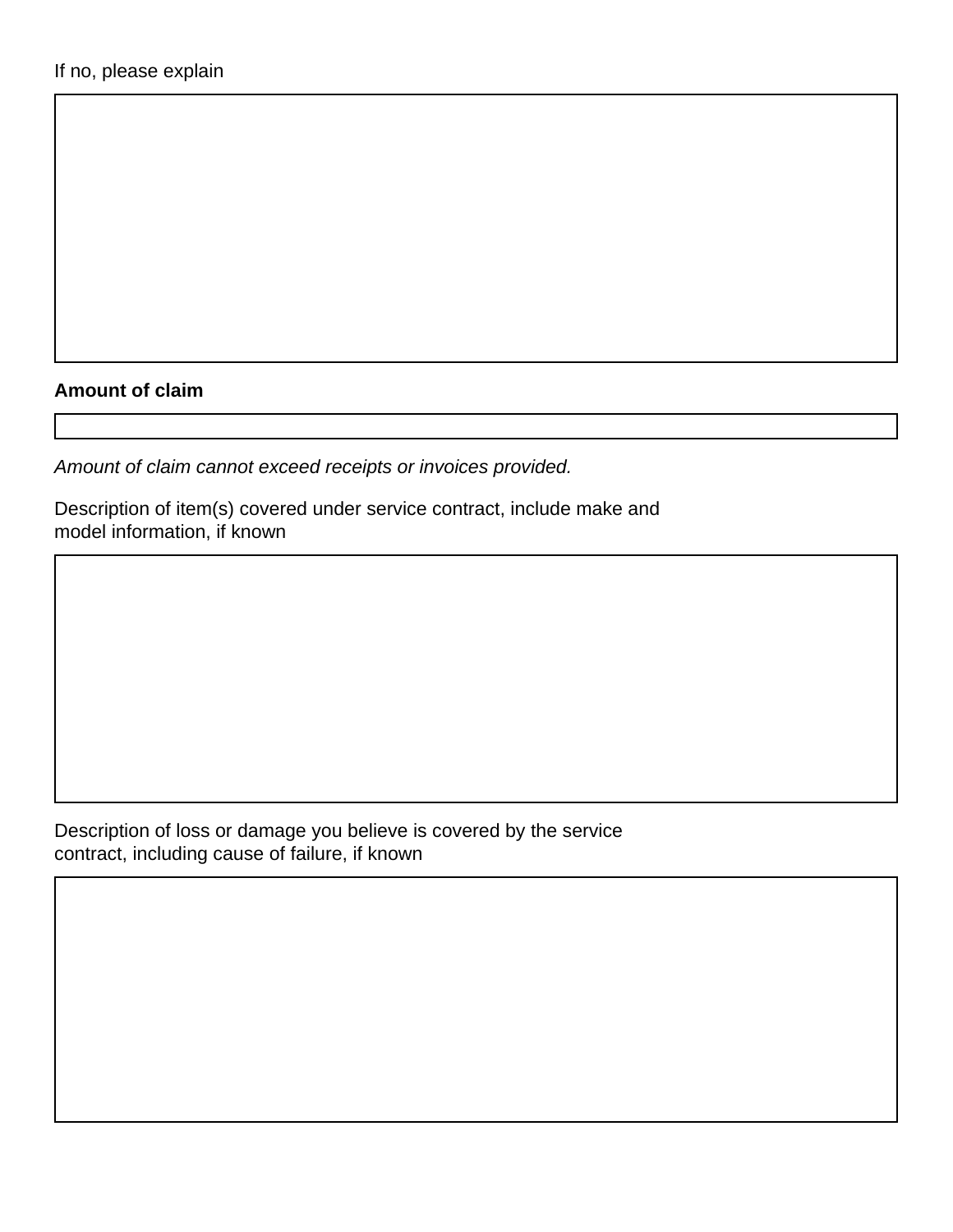If no, please explain

**Amount of claim**

*Amount of claim cannot exceed receipts or invoices provided.*

Description of item(s) covered under service contract, include make and model information, if known

Description of loss or damage you believe is covered by the service contract, including cause of failure, if known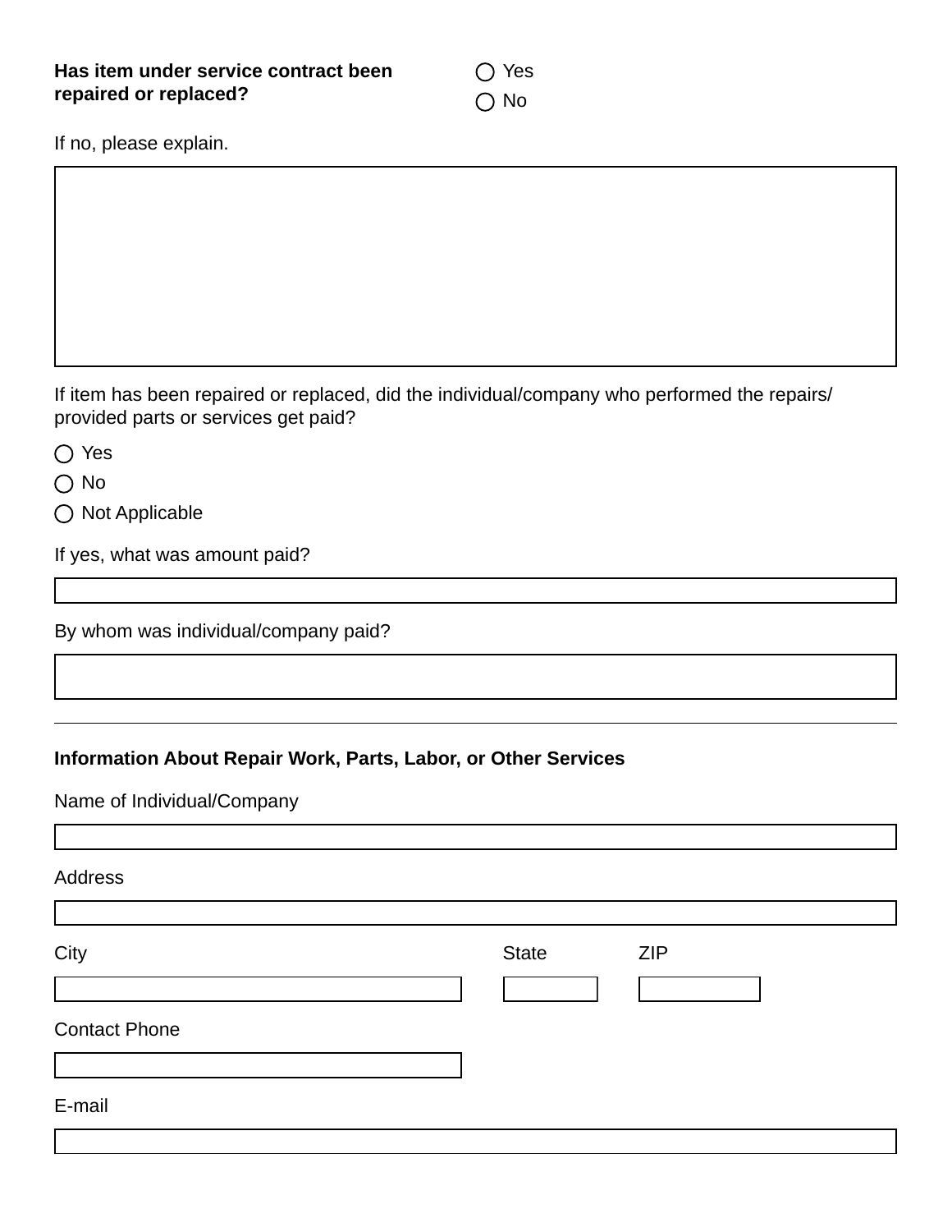**Has item under service contract been repaired or replaced?**

- ◯ Yes
- ◯ No

If no, please explain.

If item has been repaired or replaced, did the individual/company who performed the repairs/ provided parts or services get paid?

- ◯ Yes
- ◯ No
- ◯ Not Applicable

If yes, what was amount paid?

By whom was individual/company paid?

---

**Information About Repair Work, Parts, Labor, or Other Services**

Name of Individual/Company

Address

City

State

ZIP

Contact Phone

E-mail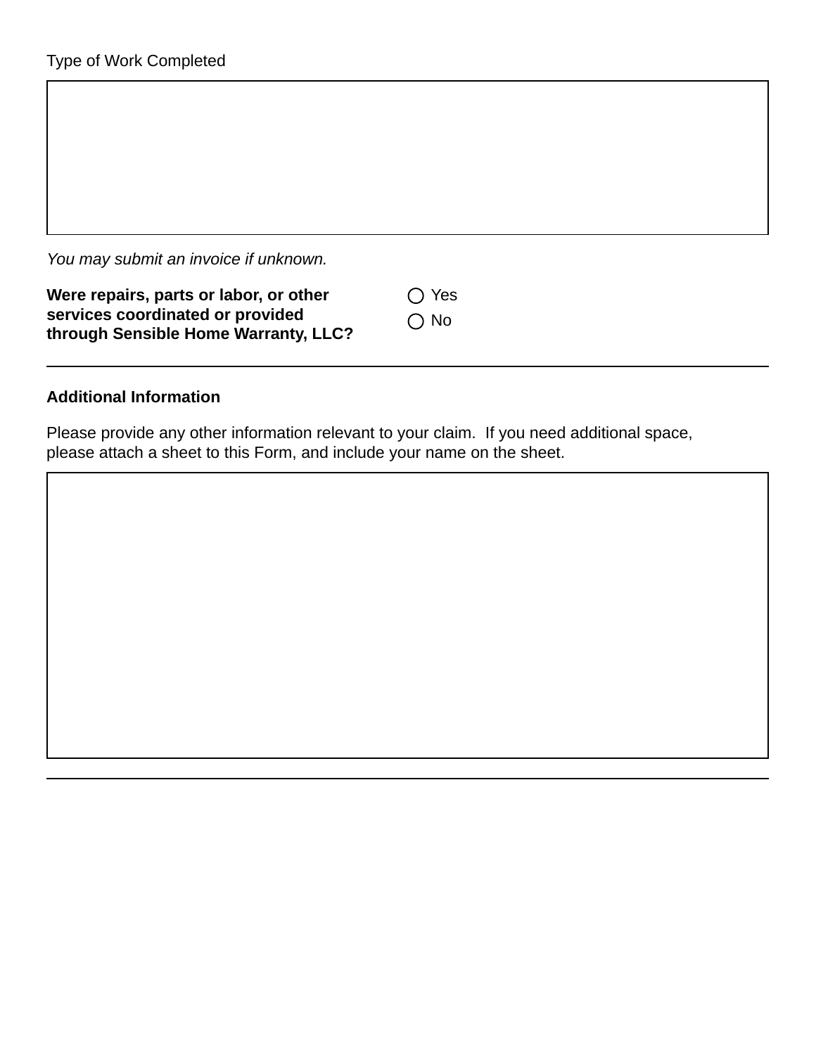Type of Work Completed

*You may submit an invoice if unknown.*

**Were repairs, parts or labor, or other services coordinated or provided through Sensible Home Warranty, LLC?**

- ◯ Yes
- ◯ No

---

**Additional Information**

Please provide any other information relevant to your claim. If you need additional space, please attach a sheet to this Form, and include your name on the sheet.

---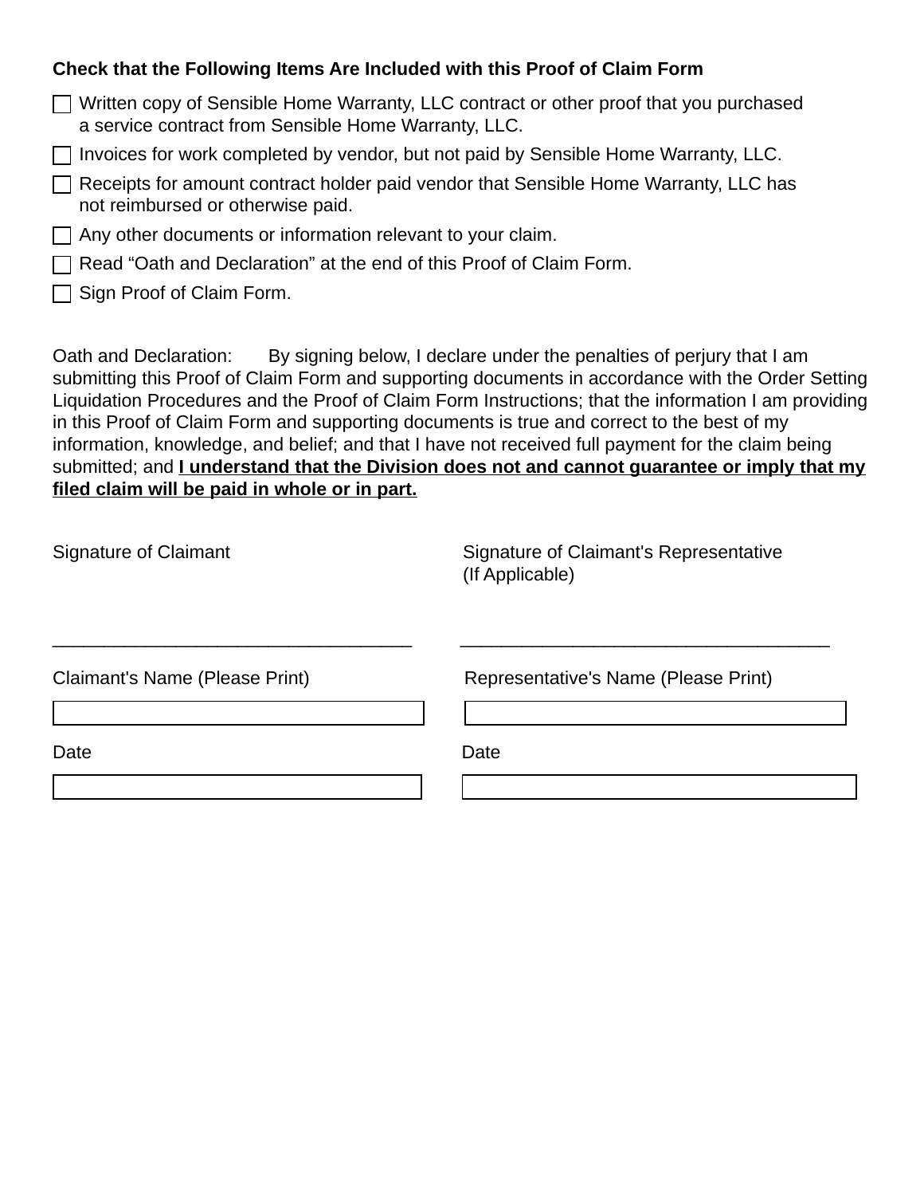**Check that the Following Items Are Included with this Proof of Claim Form**

- ☐ Written copy of Sensible Home Warranty, LLC contract or other proof that you purchased a service contract from Sensible Home Warranty, LLC.
- ☐ Invoices for work completed by vendor, but not paid by Sensible Home Warranty, LLC.
- ☐ Receipts for amount contract holder paid vendor that Sensible Home Warranty, LLC has not reimbursed or otherwise paid.
- ☐ Any other documents or information relevant to your claim.
- ☐ Read "Oath and Declaration" at the end of this Proof of Claim Form.
- ☐ Sign Proof of Claim Form.

Oath and Declaration: By signing below, I declare under the penalties of perjury that I am submitting this Proof of Claim Form and supporting documents in accordance with the Order Setting Liquidation Procedures and the Proof of Claim Form Instructions; that the information I am providing in this Proof of Claim Form and supporting documents is true and correct to the best of my information, knowledge, and belief; and that I have not received full payment for the claim being submitted; and **I understand that the Division does not and cannot guarantee or imply that my filed claim will be paid in whole or in part.**

Signature of Claimant

___________________________________

Claimant's Name (Please Print)

___________________________________

Date

___________________________________

Signature of Claimant's Representative (If Applicable)

___________________________________

Representative's Name (Please Print)

___________________________________

Date

___________________________________